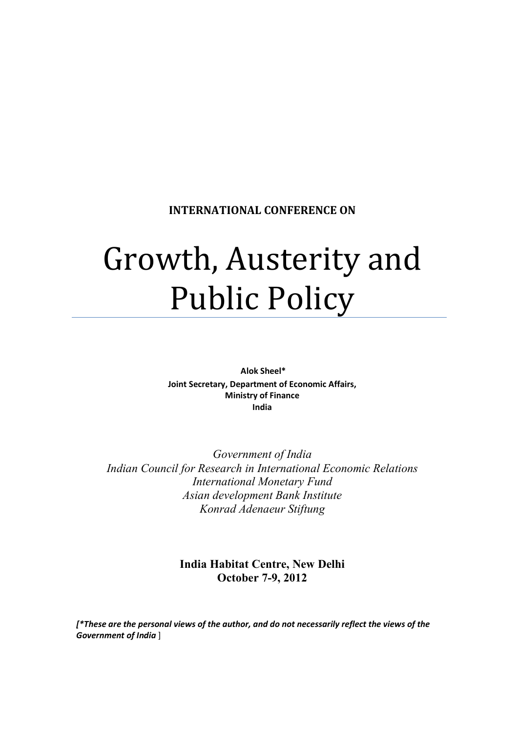**INTERNATIONAL CONFERENCE ON**

# Growth, Austerity and Public Policy

**Alok Sheel***
**Joint Secretary, Department of Economic Affairs,**
**Ministry of Finance**
**India**

*Government of India*
*Indian Council for Research in International Economic Relations*
*International Monetary Fund*
*Asian development Bank Institute*
*Konrad Adenaeur Stiftung*

**India Habitat Centre, New Delhi**
**October 7-9, 2012**

***[*These are the personal views of the author, and do not necessarily reflect the views of the Government of India*** ]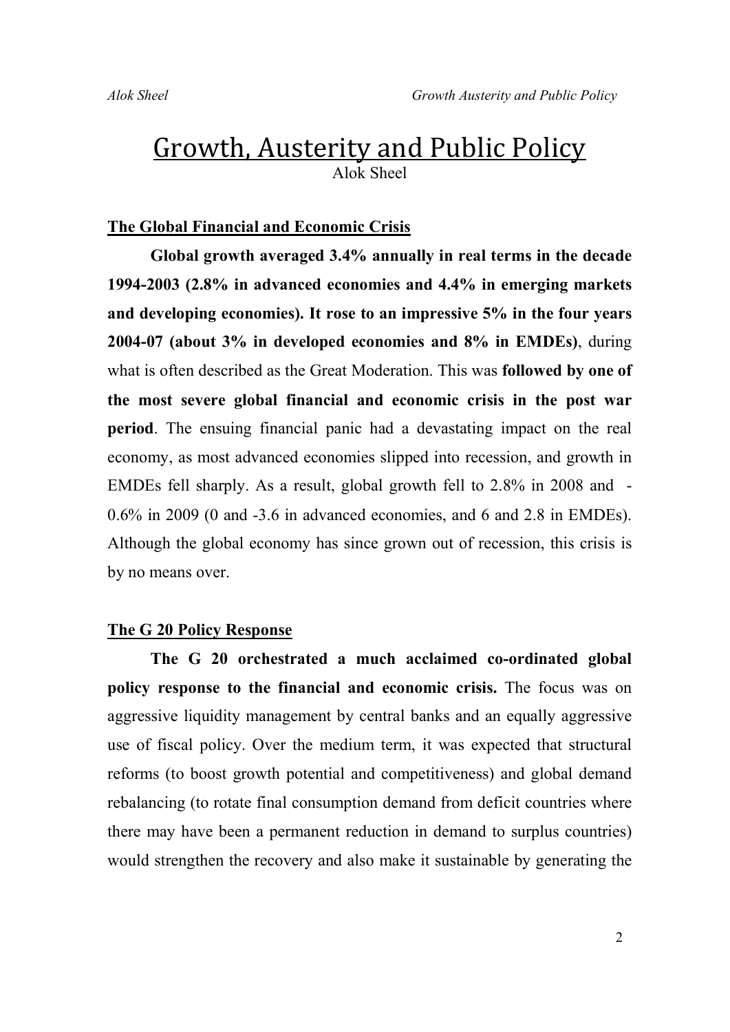# Growth, Austerity and Public Policy

Alok Sheel

## The Global Financial and Economic Crisis

**Global growth averaged 3.4% annually in real terms in the decade 1994-2003 (2.8% in advanced economies and 4.4% in emerging markets and developing economies). It rose to an impressive 5% in the four years 2004-07 (about 3% in developed economies and 8% in EMDEs)**, during what is often described as the Great Moderation. This was **followed by one of the most severe global financial and economic crisis in the post war period**. The ensuing financial panic had a devastating impact on the real economy, as most advanced economies slipped into recession, and growth in EMDEs fell sharply. As a result, global growth fell to 2.8% in 2008 and -0.6% in 2009 (0 and -3.6 in advanced economies, and 6 and 2.8 in EMDEs). Although the global economy has since grown out of recession, this crisis is by no means over.

## The G 20 Policy Response

**The G 20 orchestrated a much acclaimed co-ordinated global policy response to the financial and economic crisis.** The focus was on aggressive liquidity management by central banks and an equally aggressive use of fiscal policy. Over the medium term, it was expected that structural reforms (to boost growth potential and competitiveness) and global demand rebalancing (to rotate final consumption demand from deficit countries where there may have been a permanent reduction in demand to surplus countries) would strengthen the recovery and also make it sustainable by generating the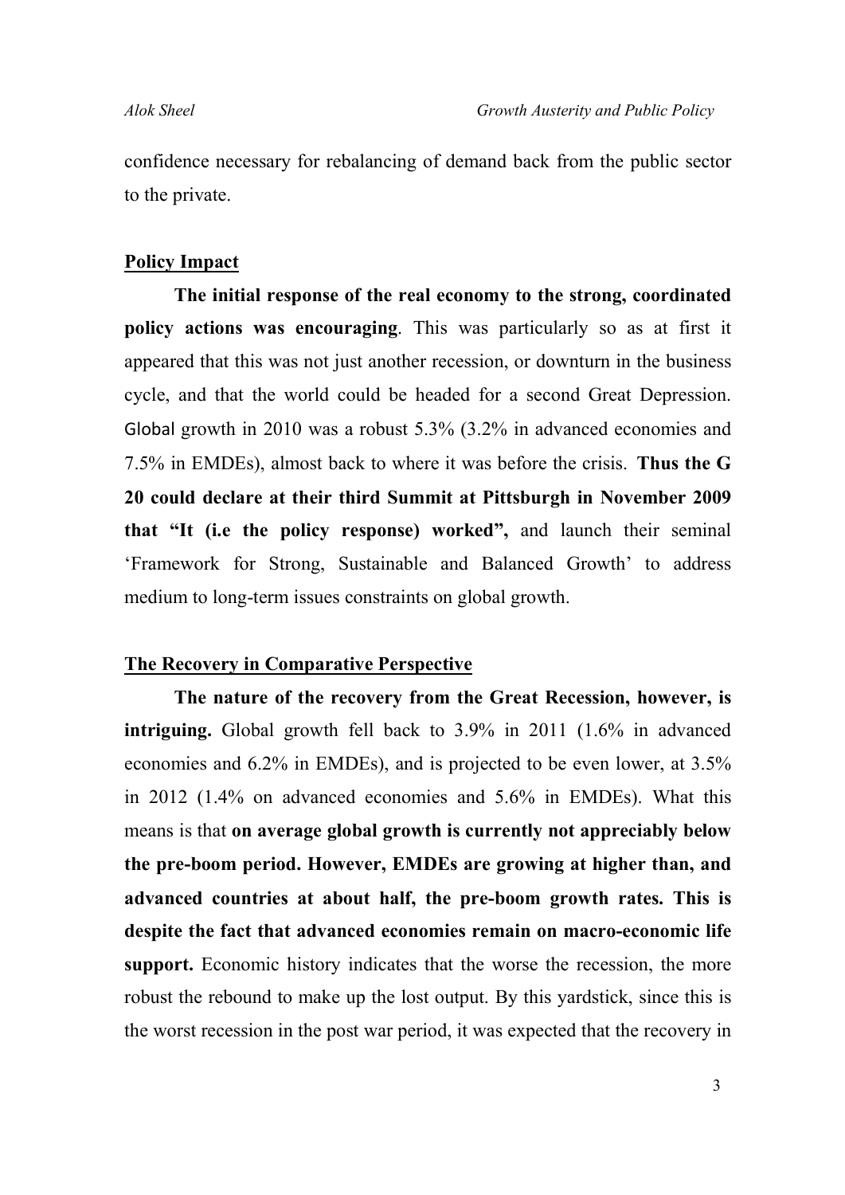confidence necessary for rebalancing of demand back from the public sector to the private.

## Policy Impact

**The initial response of the real economy to the strong, coordinated policy actions was encouraging**. This was particularly so as at first it appeared that this was not just another recession, or downturn in the business cycle, and that the world could be headed for a second Great Depression. Global growth in 2010 was a robust 5.3% (3.2% in advanced economies and 7.5% in EMDEs), almost back to where it was before the crisis. **Thus the G 20 could declare at their third Summit at Pittsburgh in November 2009 that "It (i.e the policy response) worked",** and launch their seminal 'Framework for Strong, Sustainable and Balanced Growth' to address medium to long-term issues constraints on global growth.

## The Recovery in Comparative Perspective

**The nature of the recovery from the Great Recession, however, is intriguing.** Global growth fell back to 3.9% in 2011 (1.6% in advanced economies and 6.2% in EMDEs), and is projected to be even lower, at 3.5% in 2012 (1.4% on advanced economies and 5.6% in EMDEs). What this means is that **on average global growth is currently not appreciably below the pre-boom period. However, EMDEs are growing at higher than, and advanced countries at about half, the pre-boom growth rates. This is despite the fact that advanced economies remain on macro-economic life support.** Economic history indicates that the worse the recession, the more robust the rebound to make up the lost output. By this yardstick, since this is the worst recession in the post war period, it was expected that the recovery in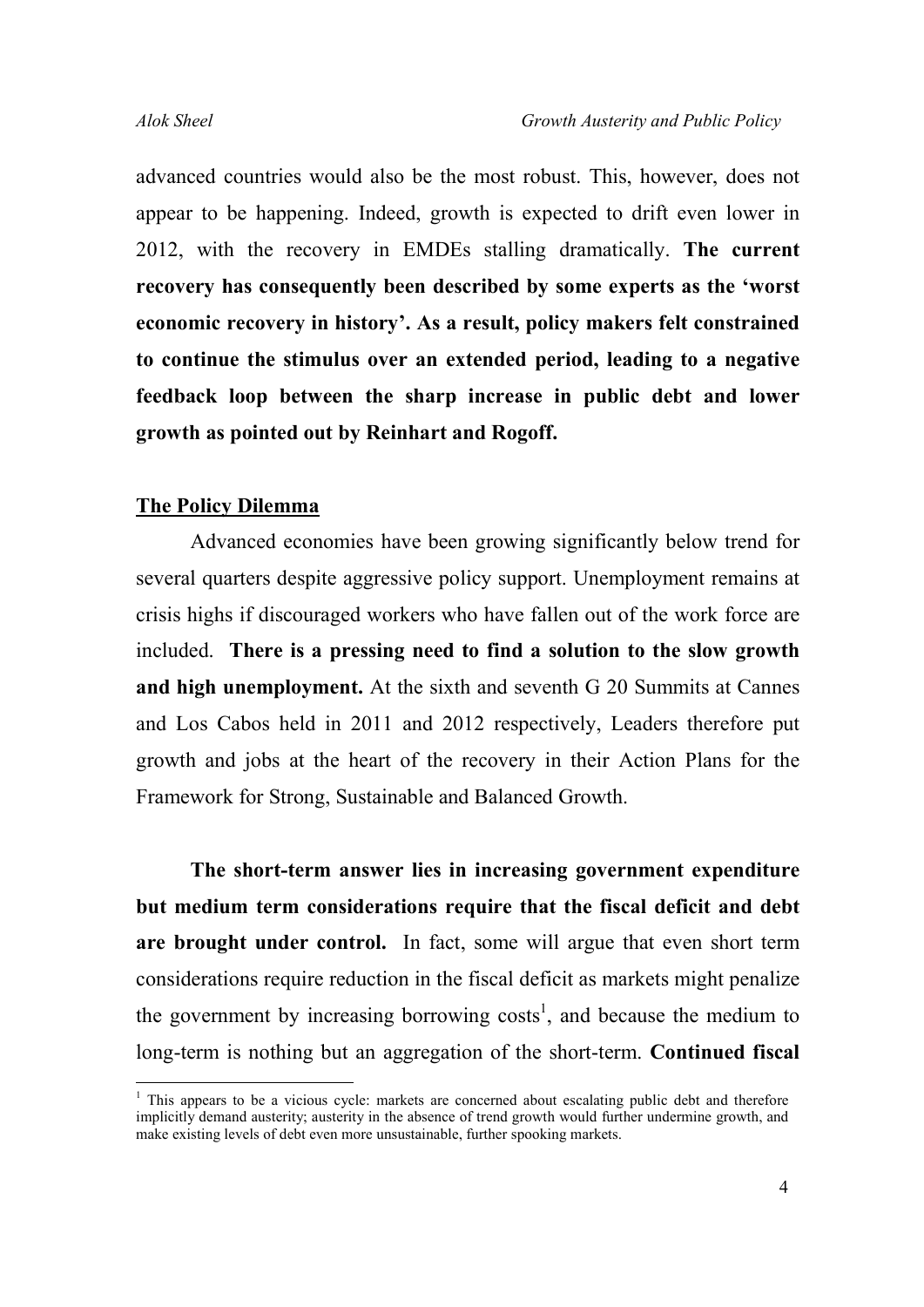advanced countries would also be the most robust. This, however, does not appear to be happening. Indeed, growth is expected to drift even lower in 2012, with the recovery in EMDEs stalling dramatically. **The current recovery has consequently been described by some experts as the 'worst economic recovery in history'. As a result, policy makers felt constrained to continue the stimulus over an extended period, leading to a negative feedback loop between the sharp increase in public debt and lower growth as pointed out by Reinhart and Rogoff.**

## The Policy Dilemma

Advanced economies have been growing significantly below trend for several quarters despite aggressive policy support. Unemployment remains at crisis highs if discouraged workers who have fallen out of the work force are included. **There is a pressing need to find a solution to the slow growth and high unemployment.** At the sixth and seventh G 20 Summits at Cannes and Los Cabos held in 2011 and 2012 respectively, Leaders therefore put growth and jobs at the heart of the recovery in their Action Plans for the Framework for Strong, Sustainable and Balanced Growth.

**The short-term answer lies in increasing government expenditure but medium term considerations require that the fiscal deficit and debt are brought under control.** In fact, some will argue that even short term considerations require reduction in the fiscal deficit as markets might penalize the government by increasing borrowing costs[1], and because the medium to long-term is nothing but an aggregation of the short-term. **Continued fiscal**

[1] This appears to be a vicious cycle: markets are concerned about escalating public debt and therefore implicitly demand austerity; austerity in the absence of trend growth would further undermine growth, and make existing levels of debt even more unsustainable, further spooking markets.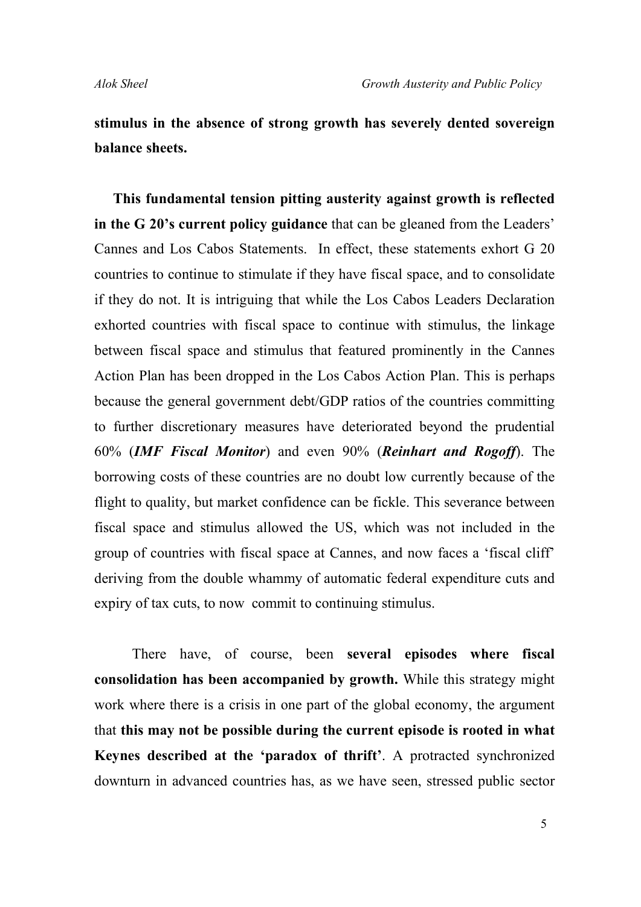**stimulus in the absence of strong growth has severely dented sovereign balance sheets.**

**This fundamental tension pitting austerity against growth is reflected in the G 20's current policy guidance** that can be gleaned from the Leaders' Cannes and Los Cabos Statements. In effect, these statements exhort G 20 countries to continue to stimulate if they have fiscal space, and to consolidate if they do not. It is intriguing that while the Los Cabos Leaders Declaration exhorted countries with fiscal space to continue with stimulus, the linkage between fiscal space and stimulus that featured prominently in the Cannes Action Plan has been dropped in the Los Cabos Action Plan. This is perhaps because the general government debt/GDP ratios of the countries committing to further discretionary measures have deteriorated beyond the prudential 60% (***IMF Fiscal Monitor***) and even 90% (***Reinhart and Rogoff***). The borrowing costs of these countries are no doubt low currently because of the flight to quality, but market confidence can be fickle. This severance between fiscal space and stimulus allowed the US, which was not included in the group of countries with fiscal space at Cannes, and now faces a 'fiscal cliff' deriving from the double whammy of automatic federal expenditure cuts and expiry of tax cuts, to now commit to continuing stimulus.

There have, of course, been **several episodes where fiscal consolidation has been accompanied by growth.** While this strategy might work where there is a crisis in one part of the global economy, the argument that **this may not be possible during the current episode is rooted in what Keynes described at the 'paradox of thrift'**. A protracted synchronized downturn in advanced countries has, as we have seen, stressed public sector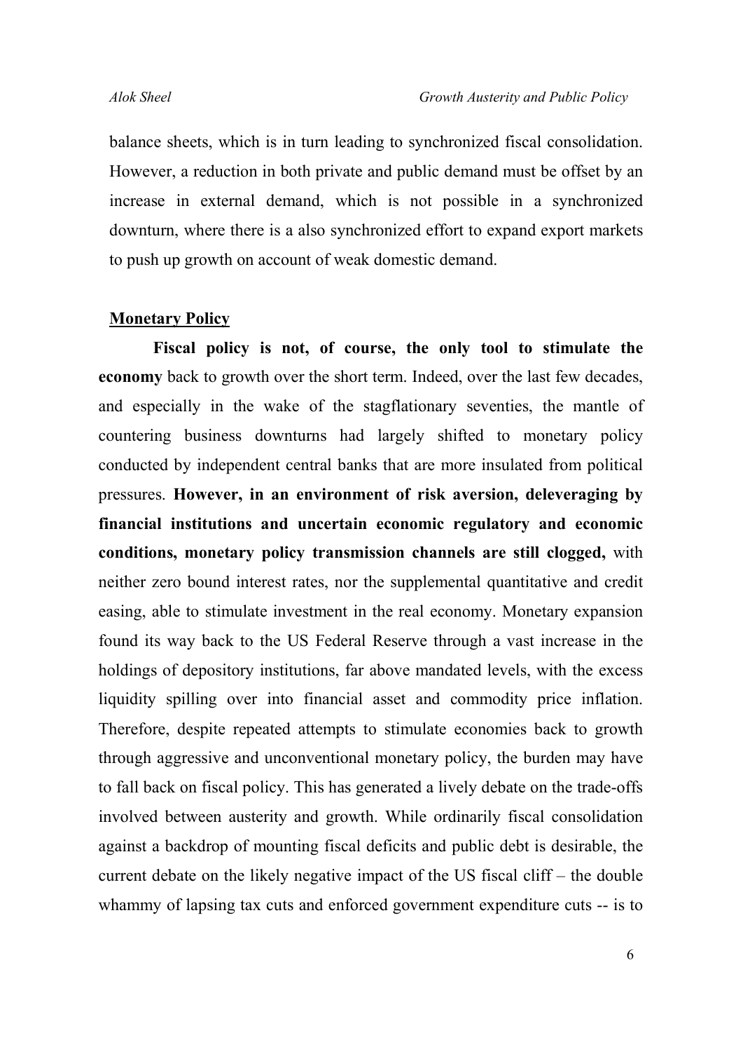balance sheets, which is in turn leading to synchronized fiscal consolidation. However, a reduction in both private and public demand must be offset by an increase in external demand, which is not possible in a synchronized downturn, where there is a also synchronized effort to expand export markets to push up growth on account of weak domestic demand.

## Monetary Policy

**Fiscal policy is not, of course, the only tool to stimulate the economy** back to growth over the short term. Indeed, over the last few decades, and especially in the wake of the stagflationary seventies, the mantle of countering business downturns had largely shifted to monetary policy conducted by independent central banks that are more insulated from political pressures. **However, in an environment of risk aversion, deleveraging by financial institutions and uncertain economic regulatory and economic conditions, monetary policy transmission channels are still clogged,** with neither zero bound interest rates, nor the supplemental quantitative and credit easing, able to stimulate investment in the real economy. Monetary expansion found its way back to the US Federal Reserve through a vast increase in the holdings of depository institutions, far above mandated levels, with the excess liquidity spilling over into financial asset and commodity price inflation. Therefore, despite repeated attempts to stimulate economies back to growth through aggressive and unconventional monetary policy, the burden may have to fall back on fiscal policy. This has generated a lively debate on the trade-offs involved between austerity and growth. While ordinarily fiscal consolidation against a backdrop of mounting fiscal deficits and public debt is desirable, the current debate on the likely negative impact of the US fiscal cliff – the double whammy of lapsing tax cuts and enforced government expenditure cuts -- is to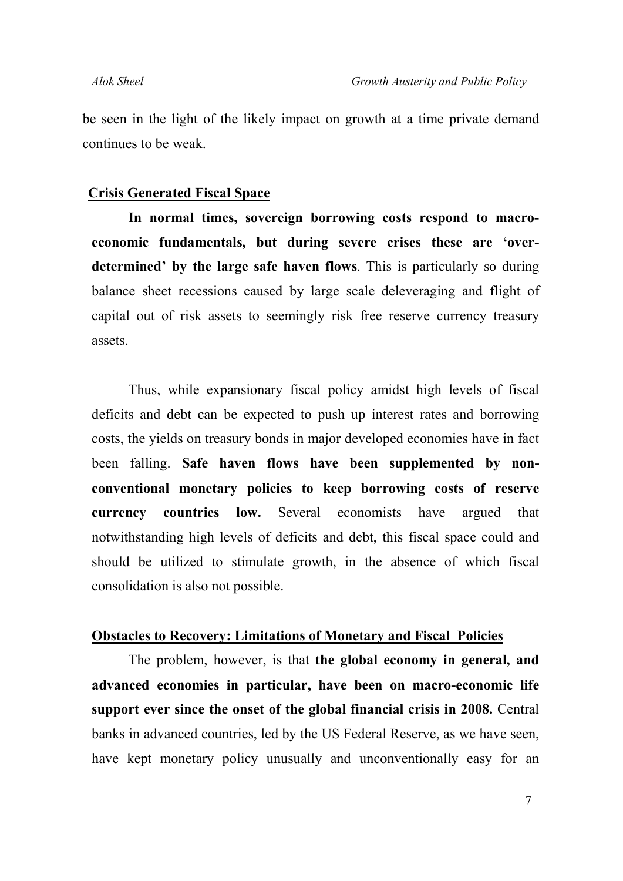be seen in the light of the likely impact on growth at a time private demand continues to be weak.

## Crisis Generated Fiscal Space

**In normal times, sovereign borrowing costs respond to macro-economic fundamentals, but during severe crises these are 'over-determined' by the large safe haven flows**. This is particularly so during balance sheet recessions caused by large scale deleveraging and flight of capital out of risk assets to seemingly risk free reserve currency treasury assets.

Thus, while expansionary fiscal policy amidst high levels of fiscal deficits and debt can be expected to push up interest rates and borrowing costs, the yields on treasury bonds in major developed economies have in fact been falling. **Safe haven flows have been supplemented by non-conventional monetary policies to keep borrowing costs of reserve currency countries low.** Several economists have argued that notwithstanding high levels of deficits and debt, this fiscal space could and should be utilized to stimulate growth, in the absence of which fiscal consolidation is also not possible.

## Obstacles to Recovery: Limitations of Monetary and Fiscal Policies

The problem, however, is that **the global economy in general, and advanced economies in particular, have been on macro-economic life support ever since the onset of the global financial crisis in 2008.** Central banks in advanced countries, led by the US Federal Reserve, as we have seen, have kept monetary policy unusually and unconventionally easy for an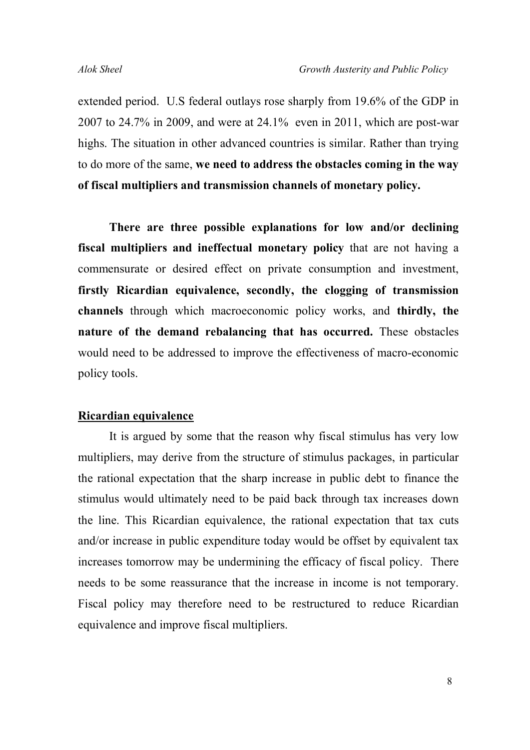extended period. U.S federal outlays rose sharply from 19.6% of the GDP in 2007 to 24.7% in 2009, and were at 24.1% even in 2011, which are post-war highs. The situation in other advanced countries is similar. Rather than trying to do more of the same, **we need to address the obstacles coming in the way of fiscal multipliers and transmission channels of monetary policy.**

**There are three possible explanations for low and/or declining fiscal multipliers and ineffectual monetary policy** that are not having a commensurate or desired effect on private consumption and investment, **firstly Ricardian equivalence, secondly, the clogging of transmission channels** through which macroeconomic policy works, and **thirdly, the nature of the demand rebalancing that has occurred.** These obstacles would need to be addressed to improve the effectiveness of macro-economic policy tools.

## Ricardian equivalence

It is argued by some that the reason why fiscal stimulus has very low multipliers, may derive from the structure of stimulus packages, in particular the rational expectation that the sharp increase in public debt to finance the stimulus would ultimately need to be paid back through tax increases down the line. This Ricardian equivalence, the rational expectation that tax cuts and/or increase in public expenditure today would be offset by equivalent tax increases tomorrow may be undermining the efficacy of fiscal policy. There needs to be some reassurance that the increase in income is not temporary. Fiscal policy may therefore need to be restructured to reduce Ricardian equivalence and improve fiscal multipliers.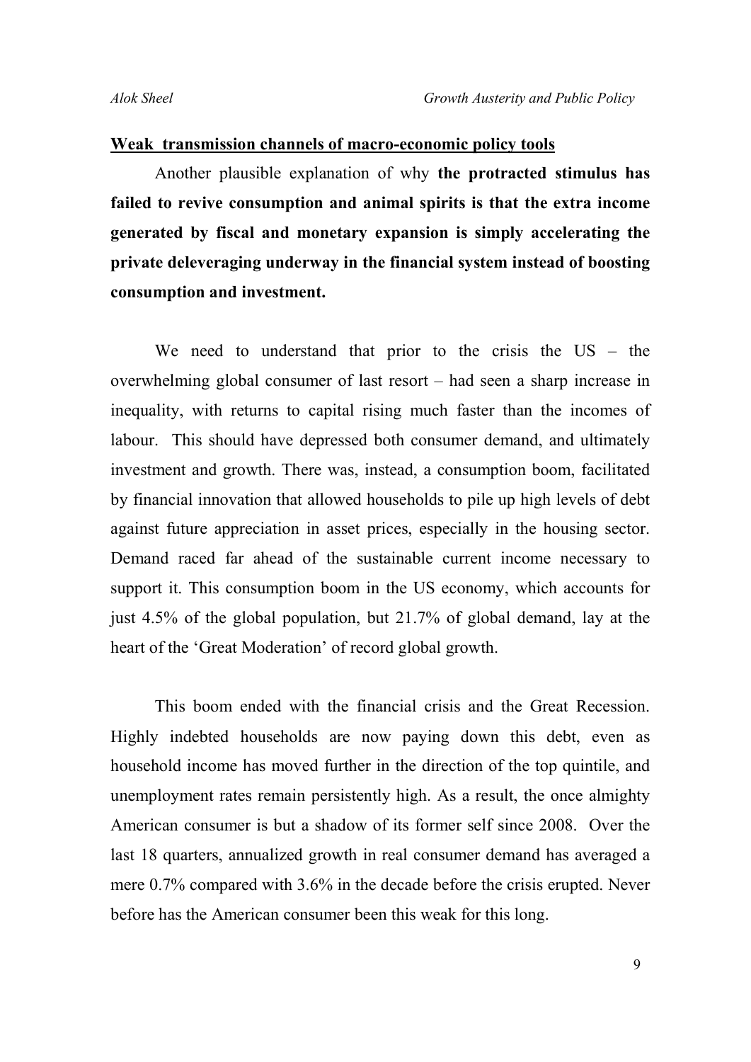## Weak transmission channels of macro-economic policy tools

Another plausible explanation of why **the protracted stimulus has failed to revive consumption and animal spirits is that the extra income generated by fiscal and monetary expansion is simply accelerating the private deleveraging underway in the financial system instead of boosting consumption and investment.**

We need to understand that prior to the crisis the US – the overwhelming global consumer of last resort – had seen a sharp increase in inequality, with returns to capital rising much faster than the incomes of labour. This should have depressed both consumer demand, and ultimately investment and growth. There was, instead, a consumption boom, facilitated by financial innovation that allowed households to pile up high levels of debt against future appreciation in asset prices, especially in the housing sector. Demand raced far ahead of the sustainable current income necessary to support it. This consumption boom in the US economy, which accounts for just 4.5% of the global population, but 21.7% of global demand, lay at the heart of the 'Great Moderation' of record global growth.

This boom ended with the financial crisis and the Great Recession. Highly indebted households are now paying down this debt, even as household income has moved further in the direction of the top quintile, and unemployment rates remain persistently high. As a result, the once almighty American consumer is but a shadow of its former self since 2008. Over the last 18 quarters, annualized growth in real consumer demand has averaged a mere 0.7% compared with 3.6% in the decade before the crisis erupted. Never before has the American consumer been this weak for this long.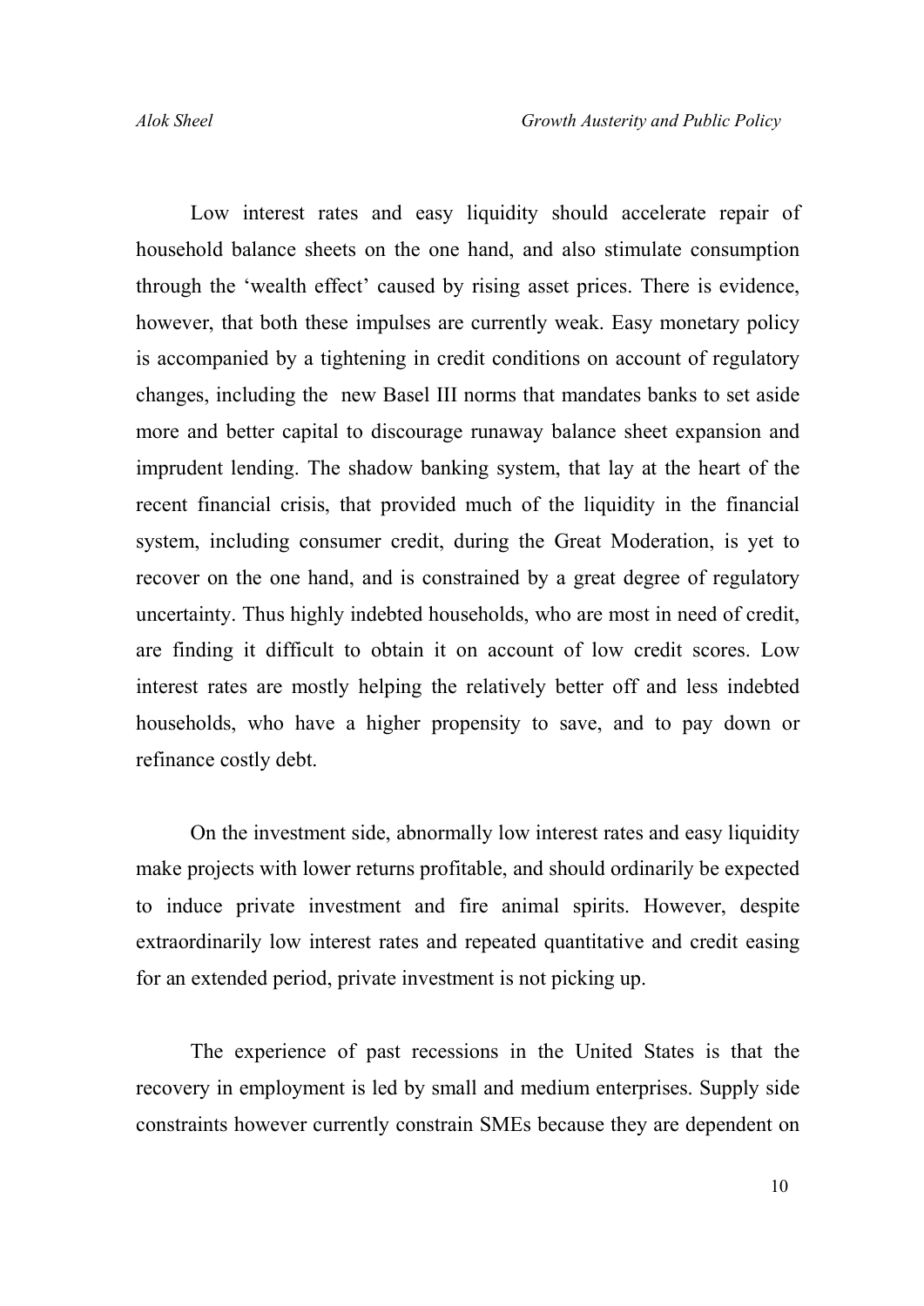Low interest rates and easy liquidity should accelerate repair of household balance sheets on the one hand, and also stimulate consumption through the 'wealth effect' caused by rising asset prices. There is evidence, however, that both these impulses are currently weak. Easy monetary policy is accompanied by a tightening in credit conditions on account of regulatory changes, including the new Basel III norms that mandates banks to set aside more and better capital to discourage runaway balance sheet expansion and imprudent lending. The shadow banking system, that lay at the heart of the recent financial crisis, that provided much of the liquidity in the financial system, including consumer credit, during the Great Moderation, is yet to recover on the one hand, and is constrained by a great degree of regulatory uncertainty. Thus highly indebted households, who are most in need of credit, are finding it difficult to obtain it on account of low credit scores. Low interest rates are mostly helping the relatively better off and less indebted households, who have a higher propensity to save, and to pay down or refinance costly debt.

On the investment side, abnormally low interest rates and easy liquidity make projects with lower returns profitable, and should ordinarily be expected to induce private investment and fire animal spirits. However, despite extraordinarily low interest rates and repeated quantitative and credit easing for an extended period, private investment is not picking up.

The experience of past recessions in the United States is that the recovery in employment is led by small and medium enterprises. Supply side constraints however currently constrain SMEs because they are dependent on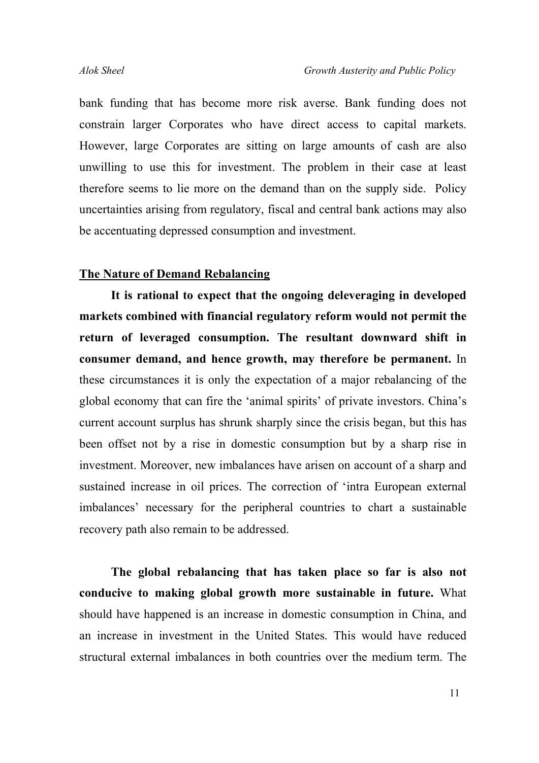bank funding that has become more risk averse. Bank funding does not constrain larger Corporates who have direct access to capital markets. However, large Corporates are sitting on large amounts of cash are also unwilling to use this for investment. The problem in their case at least therefore seems to lie more on the demand than on the supply side. Policy uncertainties arising from regulatory, fiscal and central bank actions may also be accentuating depressed consumption and investment.

## The Nature of Demand Rebalancing

**It is rational to expect that the ongoing deleveraging in developed markets combined with financial regulatory reform would not permit the return of leveraged consumption. The resultant downward shift in consumer demand, and hence growth, may therefore be permanent.** In these circumstances it is only the expectation of a major rebalancing of the global economy that can fire the 'animal spirits' of private investors. China's current account surplus has shrunk sharply since the crisis began, but this has been offset not by a rise in domestic consumption but by a sharp rise in investment. Moreover, new imbalances have arisen on account of a sharp and sustained increase in oil prices. The correction of 'intra European external imbalances' necessary for the peripheral countries to chart a sustainable recovery path also remain to be addressed.

**The global rebalancing that has taken place so far is also not conducive to making global growth more sustainable in future.** What should have happened is an increase in domestic consumption in China, and an increase in investment in the United States. This would have reduced structural external imbalances in both countries over the medium term. The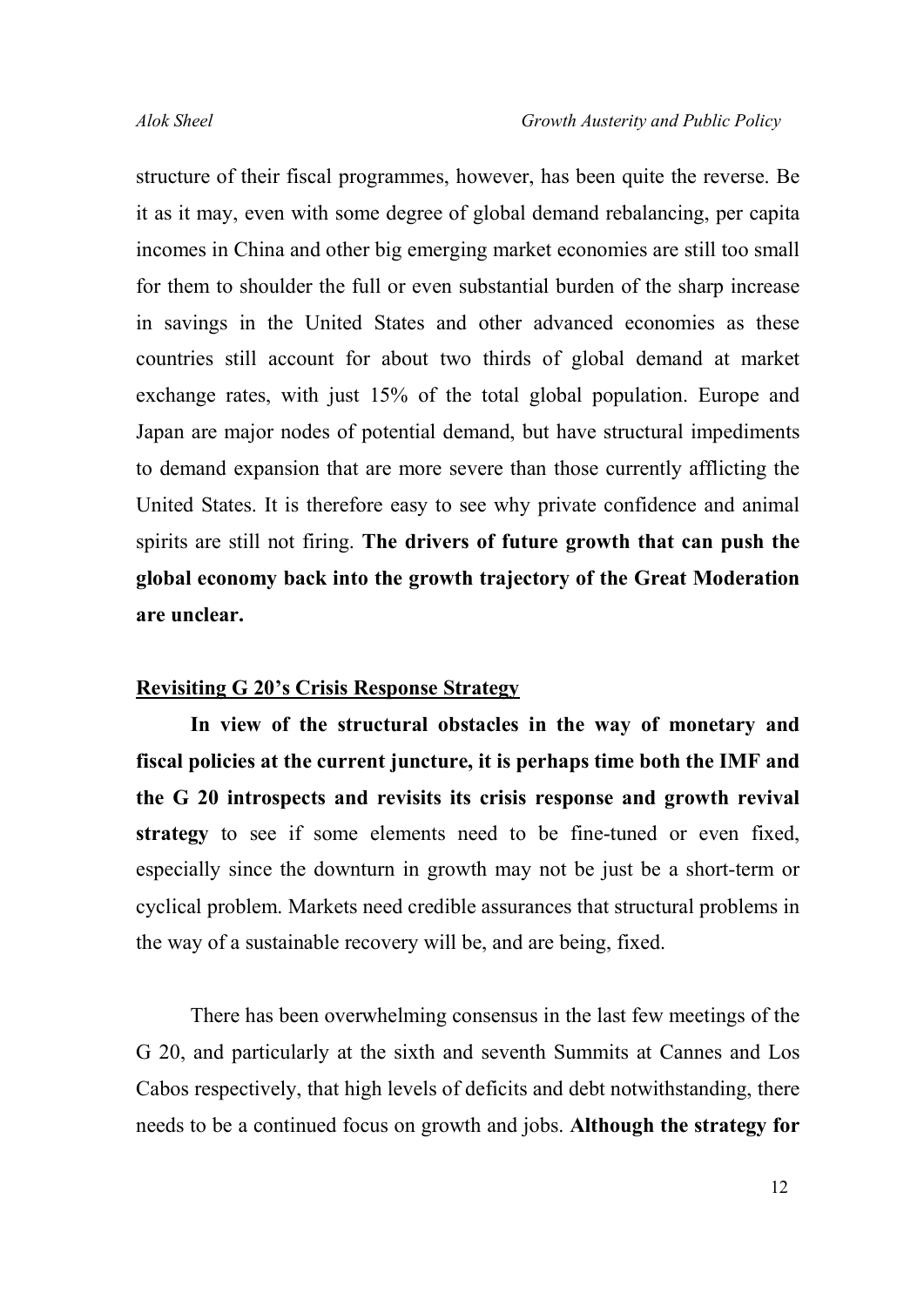structure of their fiscal programmes, however, has been quite the reverse. Be it as it may, even with some degree of global demand rebalancing, per capita incomes in China and other big emerging market economies are still too small for them to shoulder the full or even substantial burden of the sharp increase in savings in the United States and other advanced economies as these countries still account for about two thirds of global demand at market exchange rates, with just 15% of the total global population. Europe and Japan are major nodes of potential demand, but have structural impediments to demand expansion that are more severe than those currently afflicting the United States. It is therefore easy to see why private confidence and animal spirits are still not firing. **The drivers of future growth that can push the global economy back into the growth trajectory of the Great Moderation are unclear.**

## Revisiting G 20's Crisis Response Strategy

**In view of the structural obstacles in the way of monetary and fiscal policies at the current juncture, it is perhaps time both the IMF and the G 20 introspects and revisits its crisis response and growth revival strategy** to see if some elements need to be fine-tuned or even fixed, especially since the downturn in growth may not be just be a short-term or cyclical problem. Markets need credible assurances that structural problems in the way of a sustainable recovery will be, and are being, fixed.

There has been overwhelming consensus in the last few meetings of the G 20, and particularly at the sixth and seventh Summits at Cannes and Los Cabos respectively, that high levels of deficits and debt notwithstanding, there needs to be a continued focus on growth and jobs. **Although the strategy for**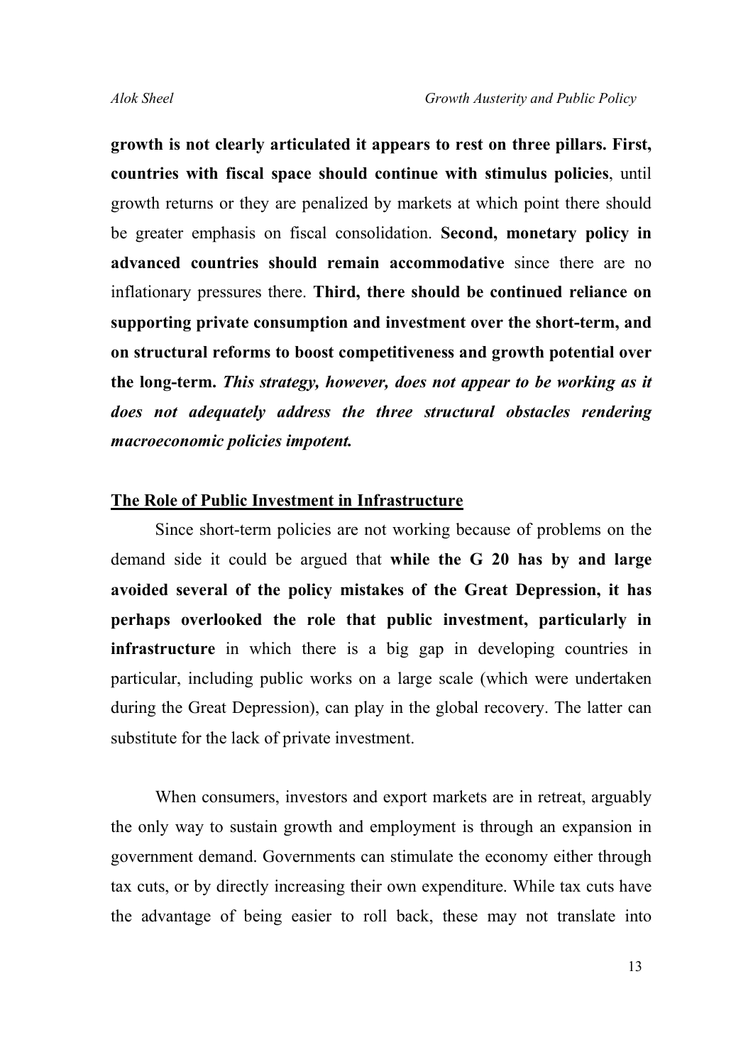**growth is not clearly articulated it appears to rest on three pillars. First, countries with fiscal space should continue with stimulus policies**, until growth returns or they are penalized by markets at which point there should be greater emphasis on fiscal consolidation. **Second, monetary policy in advanced countries should remain accommodative** since there are no inflationary pressures there. **Third, there should be continued reliance on supporting private consumption and investment over the short-term, and on structural reforms to boost competitiveness and growth potential over the long-term.** ***This strategy, however, does not appear to be working as it does not adequately address the three structural obstacles rendering macroeconomic policies impotent.***

## The Role of Public Investment in Infrastructure

Since short-term policies are not working because of problems on the demand side it could be argued that **while the G 20 has by and large avoided several of the policy mistakes of the Great Depression, it has perhaps overlooked the role that public investment, particularly in infrastructure** in which there is a big gap in developing countries in particular, including public works on a large scale (which were undertaken during the Great Depression), can play in the global recovery. The latter can substitute for the lack of private investment.

When consumers, investors and export markets are in retreat, arguably the only way to sustain growth and employment is through an expansion in government demand. Governments can stimulate the economy either through tax cuts, or by directly increasing their own expenditure. While tax cuts have the advantage of being easier to roll back, these may not translate into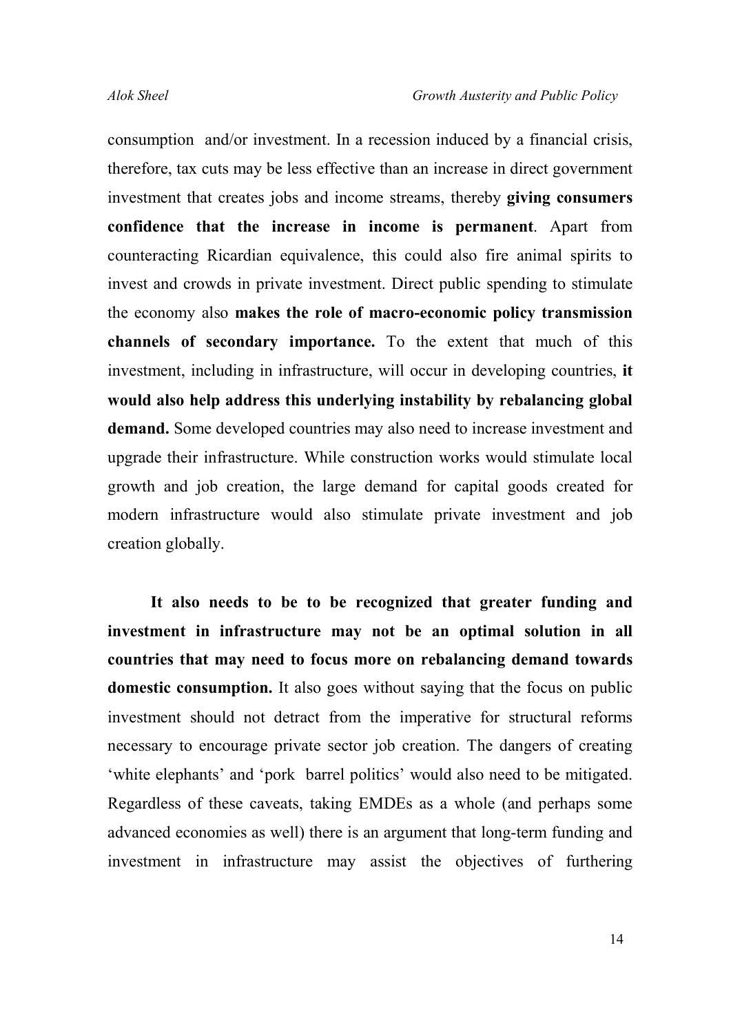consumption and/or investment. In a recession induced by a financial crisis, therefore, tax cuts may be less effective than an increase in direct government investment that creates jobs and income streams, thereby **giving consumers confidence that the increase in income is permanent**. Apart from counteracting Ricardian equivalence, this could also fire animal spirits to invest and crowds in private investment. Direct public spending to stimulate the economy also **makes the role of macro-economic policy transmission channels of secondary importance.** To the extent that much of this investment, including in infrastructure, will occur in developing countries, **it would also help address this underlying instability by rebalancing global demand.** Some developed countries may also need to increase investment and upgrade their infrastructure. While construction works would stimulate local growth and job creation, the large demand for capital goods created for modern infrastructure would also stimulate private investment and job creation globally.

**It also needs to be to be recognized that greater funding and investment in infrastructure may not be an optimal solution in all countries that may need to focus more on rebalancing demand towards domestic consumption.** It also goes without saying that the focus on public investment should not detract from the imperative for structural reforms necessary to encourage private sector job creation. The dangers of creating 'white elephants' and 'pork barrel politics' would also need to be mitigated. Regardless of these caveats, taking EMDEs as a whole (and perhaps some advanced economies as well) there is an argument that long-term funding and investment in infrastructure may assist the objectives of furthering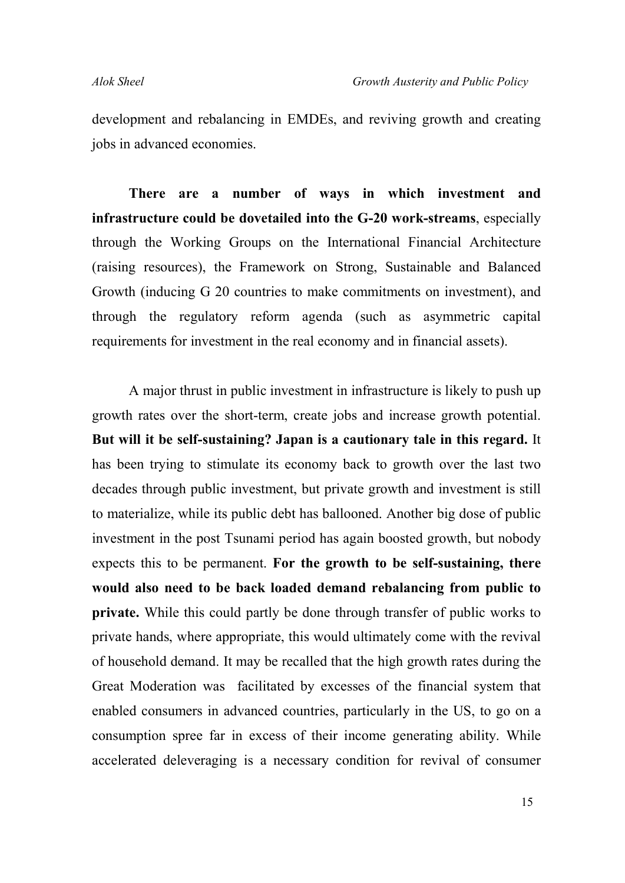development and rebalancing in EMDEs, and reviving growth and creating jobs in advanced economies.

**There are a number of ways in which investment and infrastructure could be dovetailed into the G-20 work-streams**, especially through the Working Groups on the International Financial Architecture (raising resources), the Framework on Strong, Sustainable and Balanced Growth (inducing G 20 countries to make commitments on investment), and through the regulatory reform agenda (such as asymmetric capital requirements for investment in the real economy and in financial assets).

A major thrust in public investment in infrastructure is likely to push up growth rates over the short-term, create jobs and increase growth potential. **But will it be self-sustaining? Japan is a cautionary tale in this regard.** It has been trying to stimulate its economy back to growth over the last two decades through public investment, but private growth and investment is still to materialize, while its public debt has ballooned. Another big dose of public investment in the post Tsunami period has again boosted growth, but nobody expects this to be permanent. **For the growth to be self-sustaining, there would also need to be back loaded demand rebalancing from public to private.** While this could partly be done through transfer of public works to private hands, where appropriate, this would ultimately come with the revival of household demand. It may be recalled that the high growth rates during the Great Moderation was facilitated by excesses of the financial system that enabled consumers in advanced countries, particularly in the US, to go on a consumption spree far in excess of their income generating ability. While accelerated deleveraging is a necessary condition for revival of consumer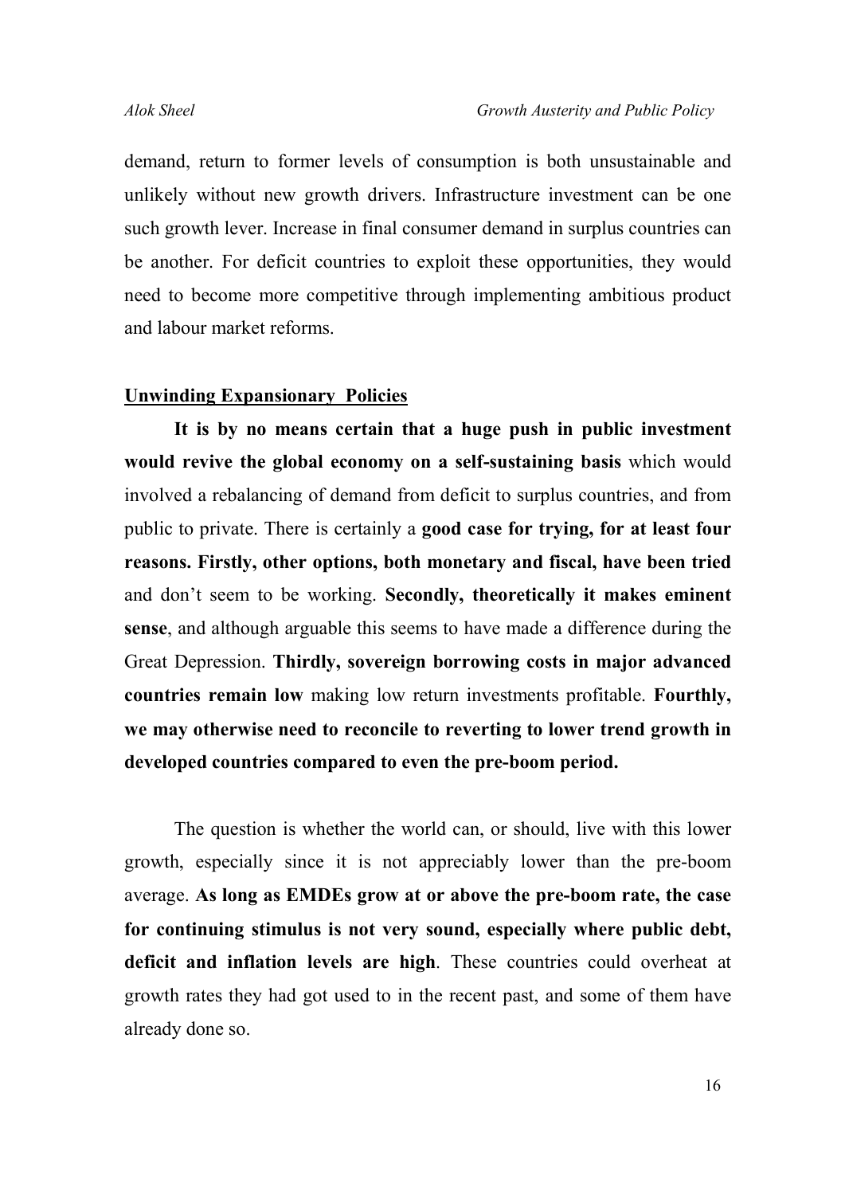demand, return to former levels of consumption is both unsustainable and unlikely without new growth drivers. Infrastructure investment can be one such growth lever. Increase in final consumer demand in surplus countries can be another. For deficit countries to exploit these opportunities, they would need to become more competitive through implementing ambitious product and labour market reforms.

## Unwinding Expansionary Policies

**It is by no means certain that a huge push in public investment would revive the global economy on a self-sustaining basis** which would involved a rebalancing of demand from deficit to surplus countries, and from public to private. There is certainly a **good case for trying, for at least four reasons. Firstly, other options, both monetary and fiscal, have been tried** and don't seem to be working. **Secondly, theoretically it makes eminent sense**, and although arguable this seems to have made a difference during the Great Depression. **Thirdly, sovereign borrowing costs in major advanced countries remain low** making low return investments profitable. **Fourthly, we may otherwise need to reconcile to reverting to lower trend growth in developed countries compared to even the pre-boom period.**

The question is whether the world can, or should, live with this lower growth, especially since it is not appreciably lower than the pre-boom average. **As long as EMDEs grow at or above the pre-boom rate, the case for continuing stimulus is not very sound, especially where public debt, deficit and inflation levels are high**. These countries could overheat at growth rates they had got used to in the recent past, and some of them have already done so.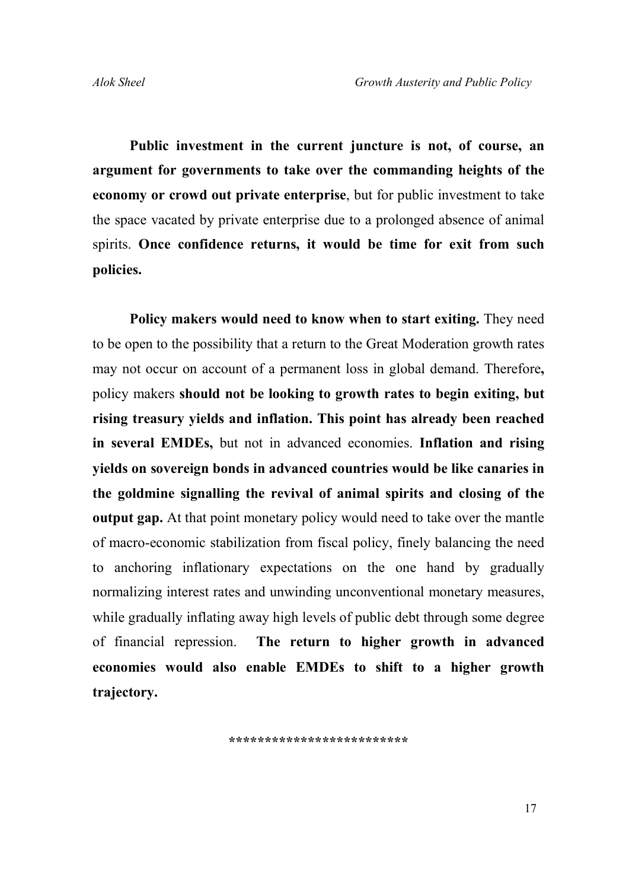**Public investment in the current juncture is not, of course, an argument for governments to take over the commanding heights of the economy or crowd out private enterprise**, but for public investment to take the space vacated by private enterprise due to a prolonged absence of animal spirits. **Once confidence returns, it would be time for exit from such policies.**

**Policy makers would need to know when to start exiting.** They need to be open to the possibility that a return to the Great Moderation growth rates may not occur on account of a permanent loss in global demand. Therefore**,** policy makers **should not be looking to growth rates to begin exiting, but rising treasury yields and inflation. This point has already been reached in several EMDEs,** but not in advanced economies. **Inflation and rising yields on sovereign bonds in advanced countries would be like canaries in the goldmine signalling the revival of animal spirits and closing of the output gap.** At that point monetary policy would need to take over the mantle of macro-economic stabilization from fiscal policy, finely balancing the need to anchoring inflationary expectations on the one hand by gradually normalizing interest rates and unwinding unconventional monetary measures, while gradually inflating away high levels of public debt through some degree of financial repression. **The return to higher growth in advanced economies would also enable EMDEs to shift to a higher growth trajectory.**

************************